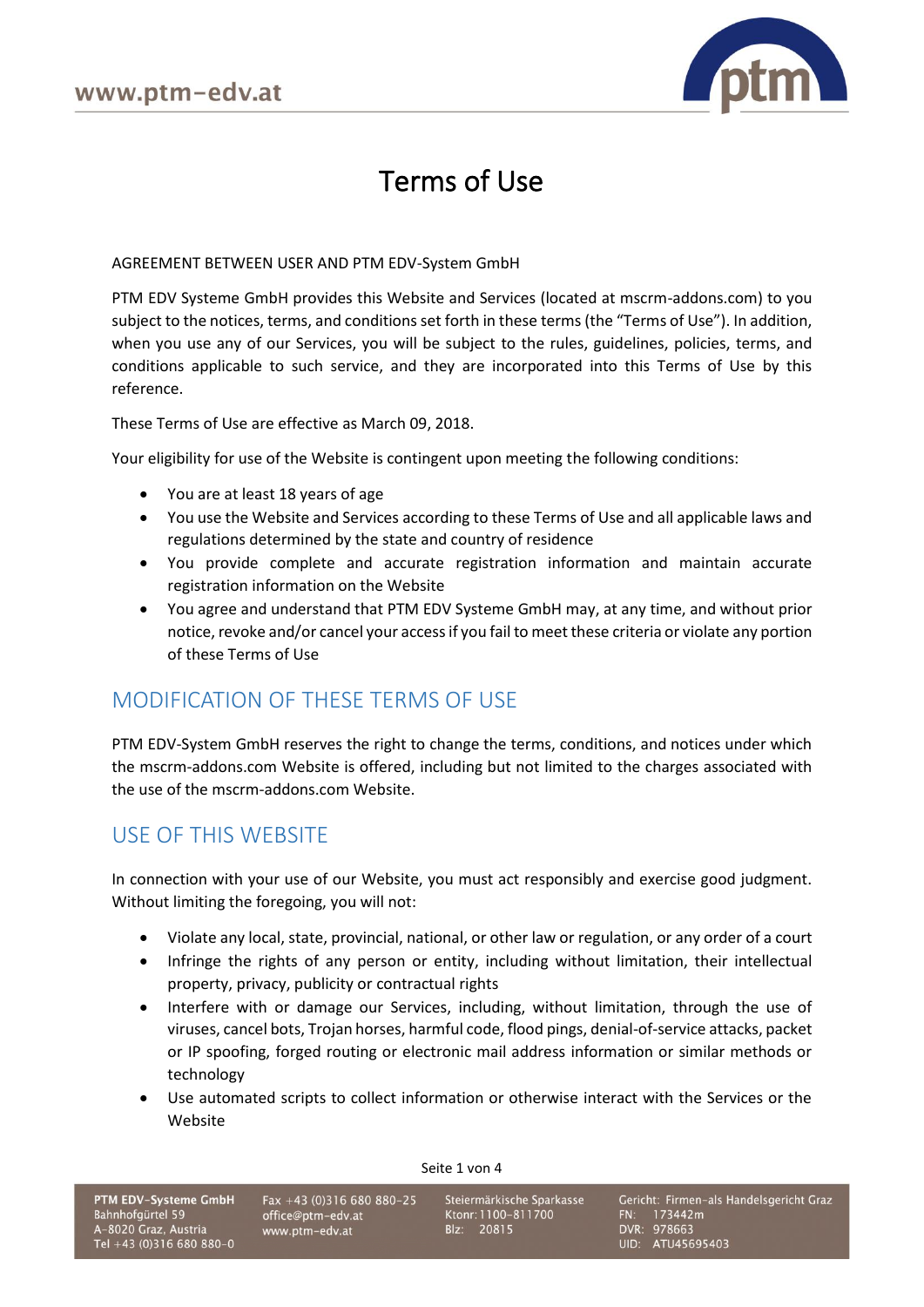# Terms of Use

AGREEMENT BETWEEN USER AND PTM EDV-System GmbH

PTM EDV Systeme GmbH provides this Website and Services (located at mscrm-addons.com) to you subject to the notices, terms, and conditions set forth in these terms (the "Terms of Use"). In addition, when you use any of our Services, you will be subject to the rules, guidelines, policies, terms, and conditions applicable to such service, and they are incorporated into this Terms of Use by this reference.

These Terms of Use are effective as March 09, 2018.

Your eligibility for use of the Website is contingent upon meeting the following conditions:

- You are at least 18 years of age
- You use the Website and Services according to these Terms of Use and all applicable laws and regulations determined by the state and country of residence
- You provide complete and accurate registration information and maintain accurate registration information on the Website
- You agree and understand that PTM EDV Systeme GmbH may, at any time, and without prior notice, revoke and/or cancel your access if you fail to meet these criteria or violate any portion of these Terms of Use

## MODIFICATION OF THESE TERMS OF USE

PTM EDV-System GmbH reserves the right to change the terms, conditions, and notices under which the mscrm-addons.com Website is offered, including but not limited to the charges associated with the use of the mscrm-addons.com Website.

## USE OF THIS WEBSITE

In connection with your use of our Website, you must act responsibly and exercise good judgment. Without limiting the foregoing, you will not:

- Violate any local, state, provincial, national, or other law or regulation, or any order of a court
- Infringe the rights of any person or entity, including without limitation, their intellectual property, privacy, publicity or contractual rights
- Interfere with or damage our Services, including, without limitation, through the use of viruses, cancel bots, Trojan horses, harmful code, flood pings, denial-of-service attacks, packet or IP spoofing, forged routing or electronic mail address information or similar methods or technology
- Use automated scripts to collect information or otherwise interact with the Services or the Website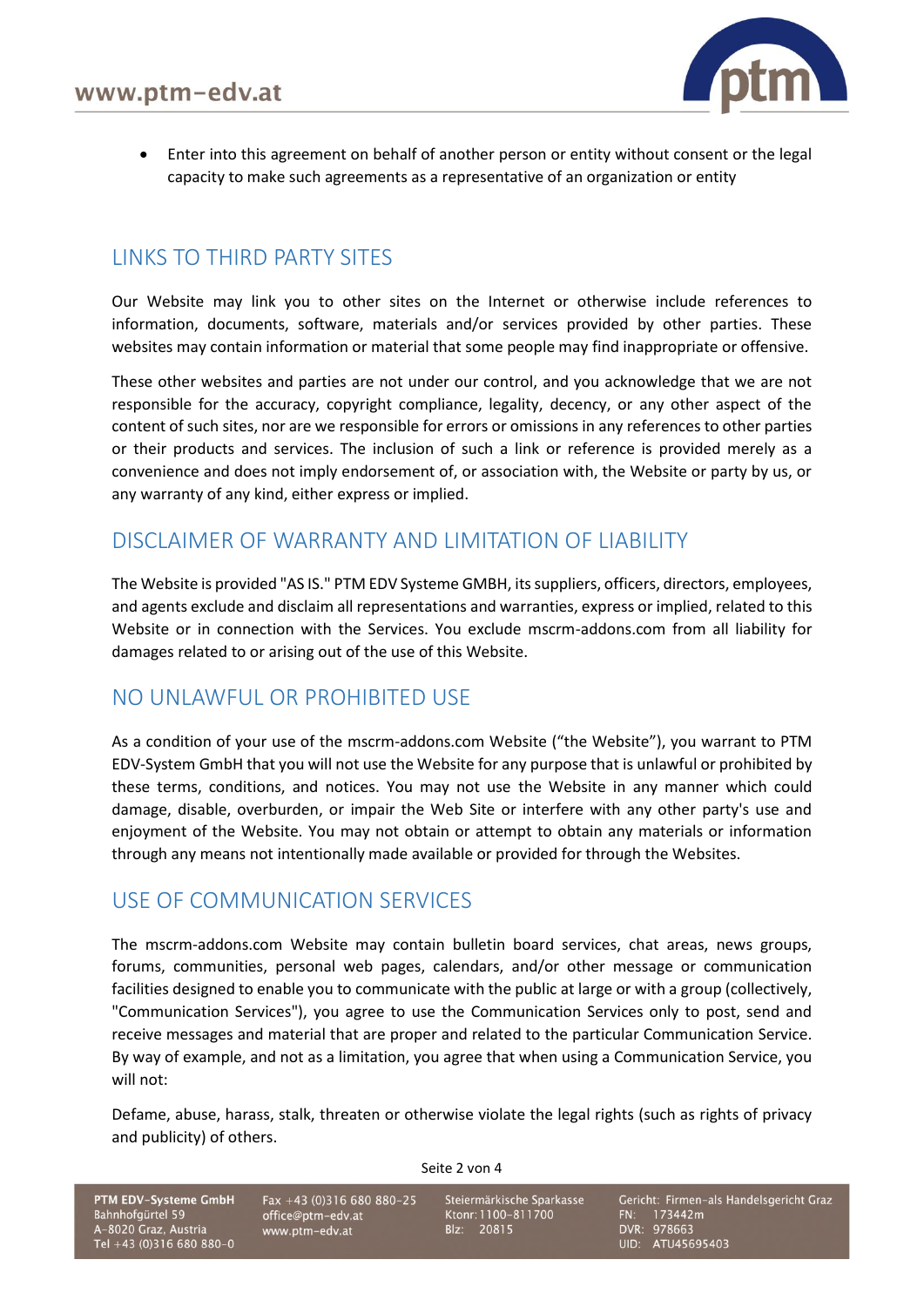- Enter into this agreement on behalf of another person or entity without consent or the legal capacity to make such agreements as a representative of an organization or entity

## LINKS TO THIRD PARTY SITES

Our Website may link you to other sites on the Internet or otherwise include references to information, documents, software, materials and/or services provided by other parties. These websites may contain information or material that some people may find inappropriate or offensive.

These other websites and parties are not under our control, and you acknowledge that we are not responsible for the accuracy, copyright compliance, legality, decency, or any other aspect of the content of such sites, nor are we responsible for errors or omissions in any references to other parties or their products and services. The inclusion of such a link or reference is provided merely as a convenience and does not imply endorsement of, or association with, the Website or party by us, or any warranty of any kind, either express or implied.

## DISCLAIMER OF WARRANTY AND LIMITATION OF LIABILITY

The Website is provided "AS IS." PTM EDV Systeme GMBH, its suppliers, officers, directors, employees, and agents exclude and disclaim all representations and warranties, express or implied, related to this Website or in connection with the Services. You exclude mscrm-addons.com from all liability for damages related to or arising out of the use of this Website.

## NO UNLAWFUL OR PROHIBITED USE

As a condition of your use of the mscrm-addons.com Website (“the Website”), you warrant to PTM EDV-System GmbH that you will not use the Website for any purpose that is unlawful or prohibited by these terms, conditions, and notices. You may not use the Website in any manner which could damage, disable, overburden, or impair the Web Site or interfere with any other party's use and enjoyment of the Website. You may not obtain or attempt to obtain any materials or information through any means not intentionally made available or provided for through the Websites.

## USE OF COMMUNICATION SERVICES

The mscrm-addons.com Website may contain bulletin board services, chat areas, news groups, forums, communities, personal web pages, calendars, and/or other message or communication facilities designed to enable you to communicate with the public at large or with a group (collectively, "Communication Services"), you agree to use the Communication Services only to post, send and receive messages and material that are proper and related to the particular Communication Service. By way of example, and not as a limitation, you agree that when using a Communication Service, you will not:

Defame, abuse, harass, stalk, threaten or otherwise violate the legal rights (such as rights of privacy and publicity) of others.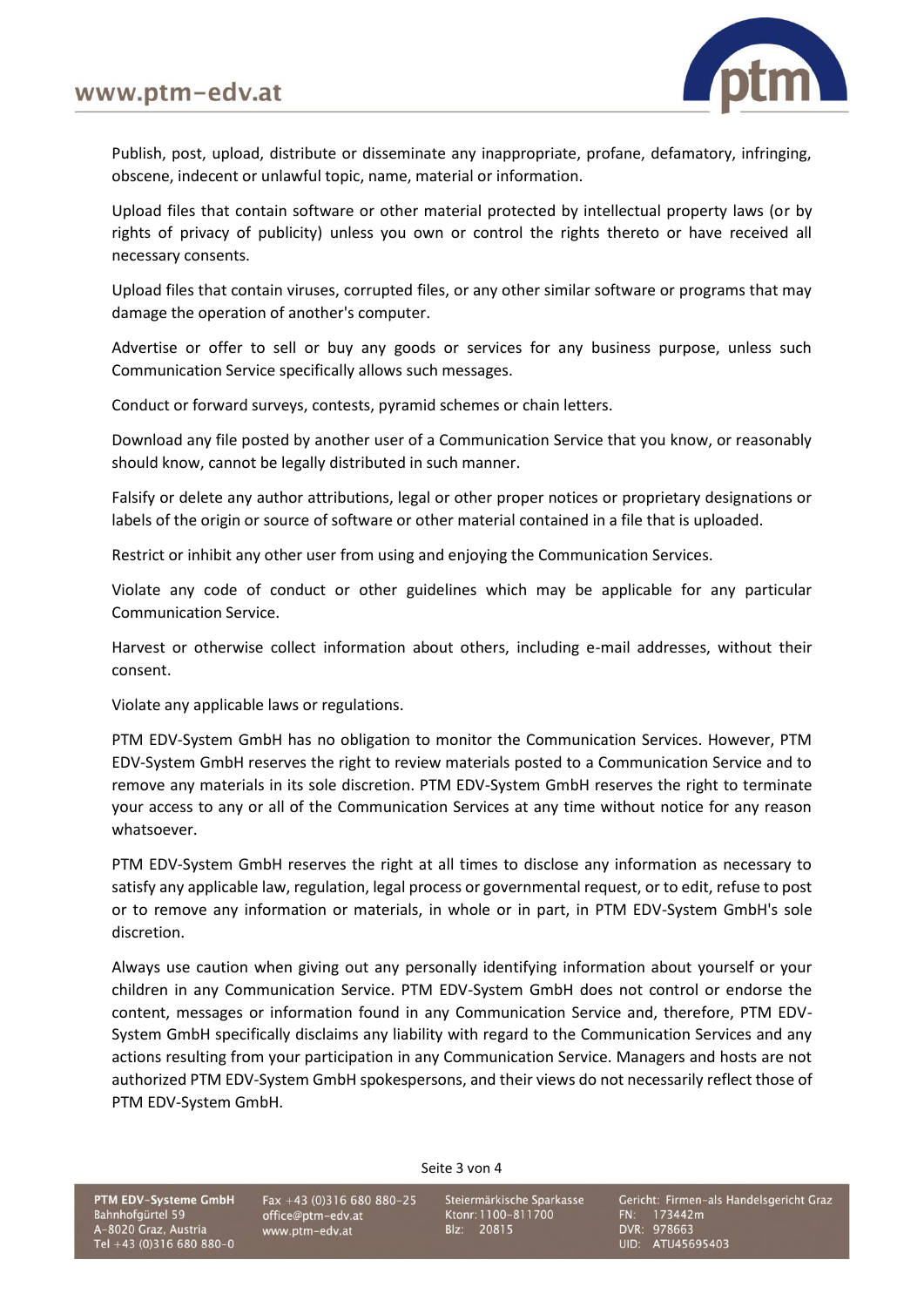Publish, post, upload, distribute or disseminate any inappropriate, profane, defamatory, infringing, obscene, indecent or unlawful topic, name, material or information.

Upload files that contain software or other material protected by intellectual property laws (or by rights of privacy of publicity) unless you own or control the rights thereto or have received all necessary consents.

Upload files that contain viruses, corrupted files, or any other similar software or programs that may damage the operation of another's computer.

Advertise or offer to sell or buy any goods or services for any business purpose, unless such Communication Service specifically allows such messages.

Conduct or forward surveys, contests, pyramid schemes or chain letters.

Download any file posted by another user of a Communication Service that you know, or reasonably should know, cannot be legally distributed in such manner.

Falsify or delete any author attributions, legal or other proper notices or proprietary designations or labels of the origin or source of software or other material contained in a file that is uploaded.

Restrict or inhibit any other user from using and enjoying the Communication Services.

Violate any code of conduct or other guidelines which may be applicable for any particular Communication Service.

Harvest or otherwise collect information about others, including e-mail addresses, without their consent.

Violate any applicable laws or regulations.

PTM EDV-System GmbH has no obligation to monitor the Communication Services. However, PTM EDV-System GmbH reserves the right to review materials posted to a Communication Service and to remove any materials in its sole discretion. PTM EDV-System GmbH reserves the right to terminate your access to any or all of the Communication Services at any time without notice for any reason whatsoever.

PTM EDV-System GmbH reserves the right at all times to disclose any information as necessary to satisfy any applicable law, regulation, legal process or governmental request, or to edit, refuse to post or to remove any information or materials, in whole or in part, in PTM EDV-System GmbH's sole discretion.

Always use caution when giving out any personally identifying information about yourself or your children in any Communication Service. PTM EDV-System GmbH does not control or endorse the content, messages or information found in any Communication Service and, therefore, PTM EDV-System GmbH specifically disclaims any liability with regard to the Communication Services and any actions resulting from your participation in any Communication Service. Managers and hosts are not authorized PTM EDV-System GmbH spokespersons, and their views do not necessarily reflect those of PTM EDV-System GmbH.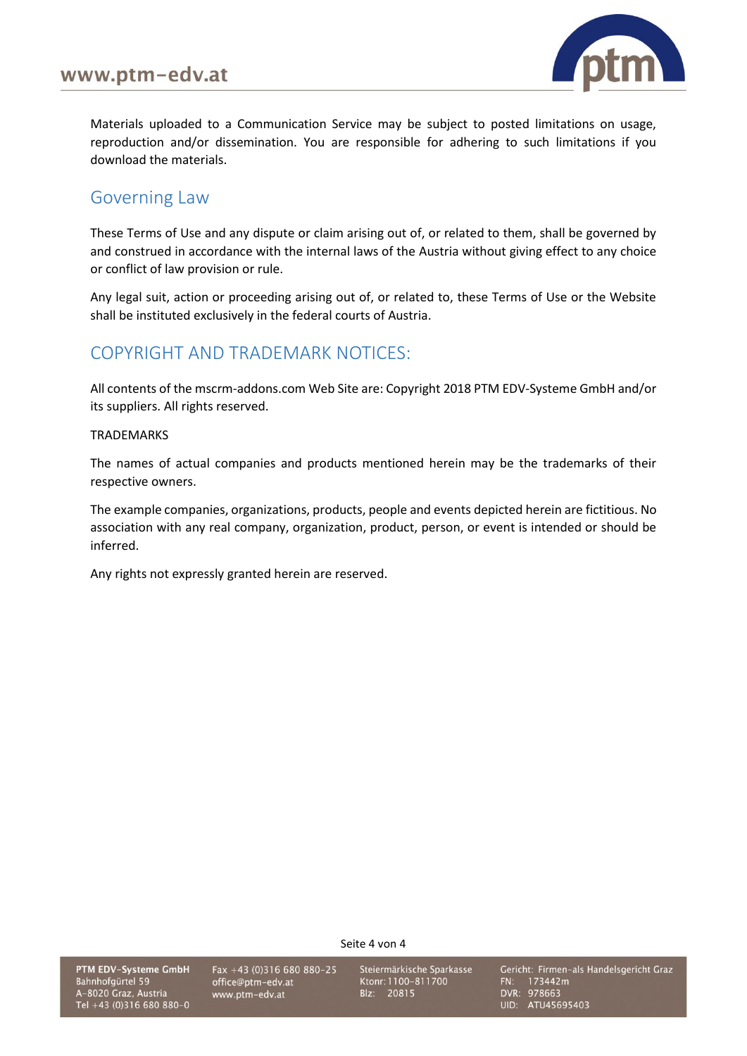Materials uploaded to a Communication Service may be subject to posted limitations on usage, reproduction and/or dissemination. You are responsible for adhering to such limitations if you download the materials.

## Governing Law

These Terms of Use and any dispute or claim arising out of, or related to them, shall be governed by and construed in accordance with the internal laws of the Austria without giving effect to any choice or conflict of law provision or rule.

Any legal suit, action or proceeding arising out of, or related to, these Terms of Use or the Website shall be instituted exclusively in the federal courts of Austria.

## COPYRIGHT AND TRADEMARK NOTICES:

All contents of the mscrm-addons.com Web Site are: Copyright 2018 PTM EDV-Systeme GmbH and/or its suppliers. All rights reserved.

TRADEMARKS

The names of actual companies and products mentioned herein may be the trademarks of their respective owners.

The example companies, organizations, products, people and events depicted herein are fictitious. No association with any real company, organization, product, person, or event is intended or should be inferred.

Any rights not expressly granted herein are reserved.